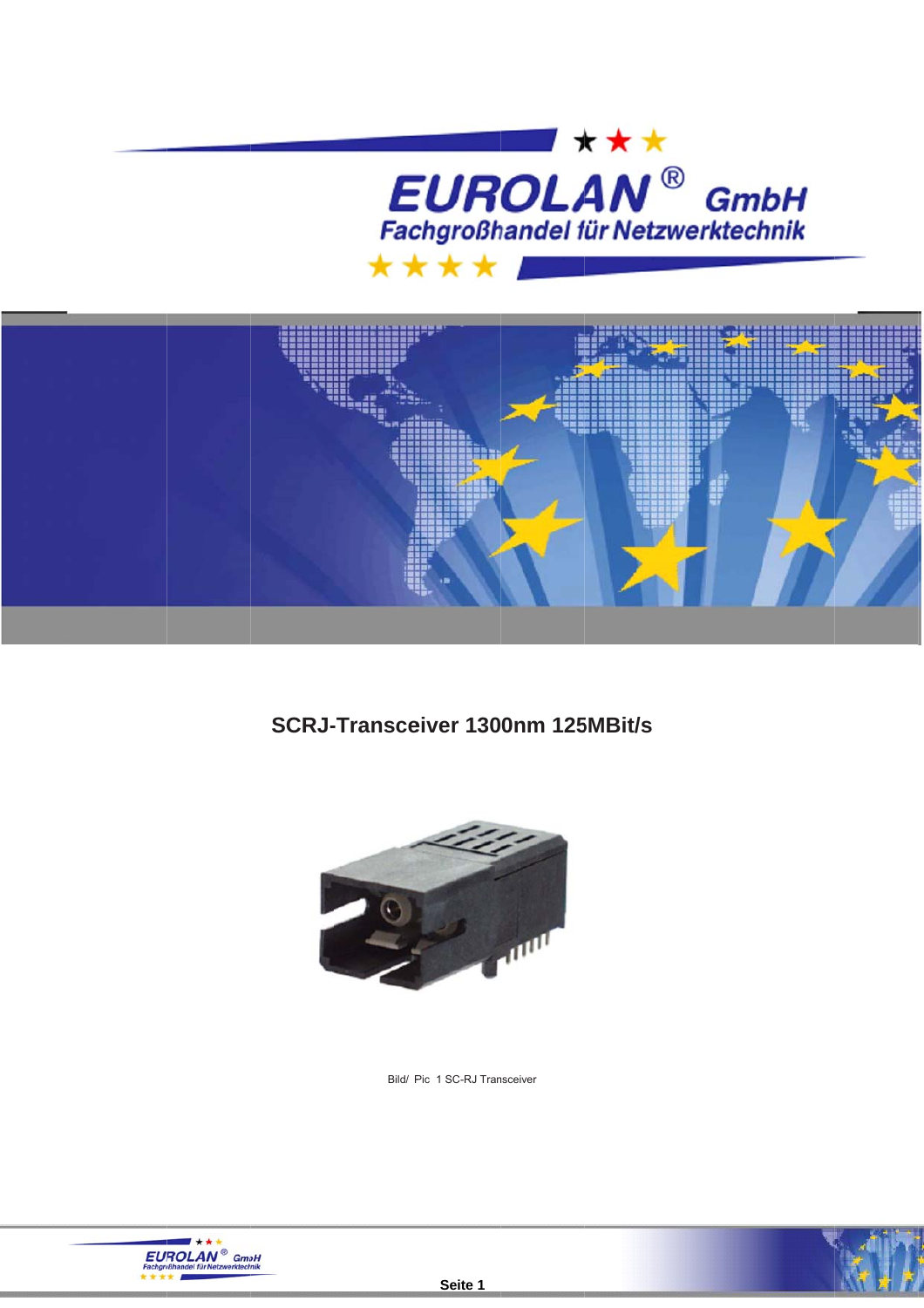EUROLAN® GmbH
Fachgroßhandel für Netzwerktechnik

# SCRJ-Transceiver 1300nm 125MBit/s

Bild/ Pic 1 SC-RJ Transceiver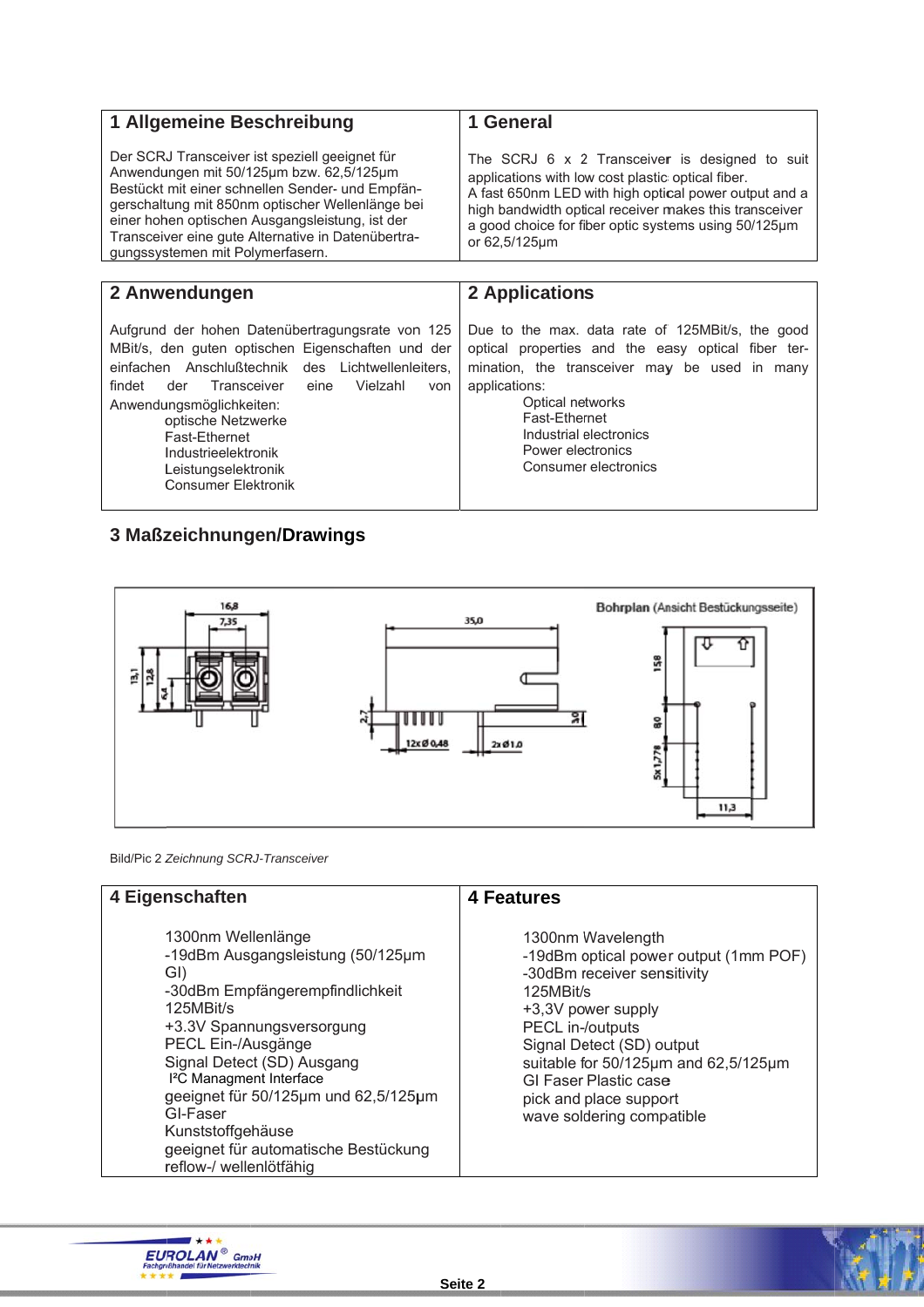| 1 Allgemeine Beschreibung | 1 General |
|---|---|
| Der SCRJ Transceiver ist speziell geeignet für Anwendungen mit 50/125µm bzw. 62,5/125µm Bestückt mit einer schnellen Sender- und Empfängerschaltung mit 850nm optischer Wellenlänge bei einer hohen optischen Ausgangsleistung, ist der Transceiver eine gute Alternative in Datenübertragungssystemen mit Polymerfasern. | The SCRJ 6 x 2 Transceiver is designed to suit applications with low cost plastic optical fiber. A fast 650nm LED with high optical power output and a high bandwidth optical receiver makes this transceiver a good choice for fiber optic systems using 50/125µm or 62,5/125µm |

| 2 Anwendungen | 2 Applications |
|---|---|
| Aufgrund der hohen Datenübertragungsrate von 125 MBit/s, den guten optischen Eigenschaften und der einfachen Anschlußtechnik des Lichtwellenleiters, findet der Transceiver eine Vielzahl von Anwendungsmöglichkeiten:<br>optische Netzwerke<br>Fast-Ethernet<br>Industrieelektronik<br>Leistungselektronik<br>Consumer Elektronik | Due to the max. data rate of 125MBit/s, the good optical properties and the easy optical fiber termination, the transceiver may be used in many applications:<br>Optical networks<br>Fast-Ethernet<br>Industrial electronics<br>Power electronics<br>Consumer electronics |

## 3 Maßzeichnungen/Drawings

Bild/Pic 2 *Zeichnung SCRJ-Transceiver*

| 4 Eigenschaften | 4 Features |
|---|---|
| 1300nm Wellenlänge<br>-19dBm Ausgangsleistung (50/125µm GI)<br>-30dBm Empfängerempfindlichkeit<br>125MBit/s<br>+3.3V Spannungsversorgung<br>PECL Ein-/Ausgänge<br>Signal Detect (SD) Ausgang<br>I²C Managment Interface<br>geeignet für 50/125µm und 62,5/125µm GI-Faser<br>Kunststoffgehäuse<br>geeignet für automatische Bestückung<br>reflow-/ wellenlötfähig | 1300nm Wavelength<br>-19dBm optical power output (1mm POF)<br>-30dBm receiver sensitivity<br>125MBit/s<br>+3,3V power supply<br>PECL in-/outputs<br>Signal Detect (SD) output<br>suitable for 50/125µm and 62,5/125µm GI Faser Plastic case<br>pick and place support<br>wave soldering compatible |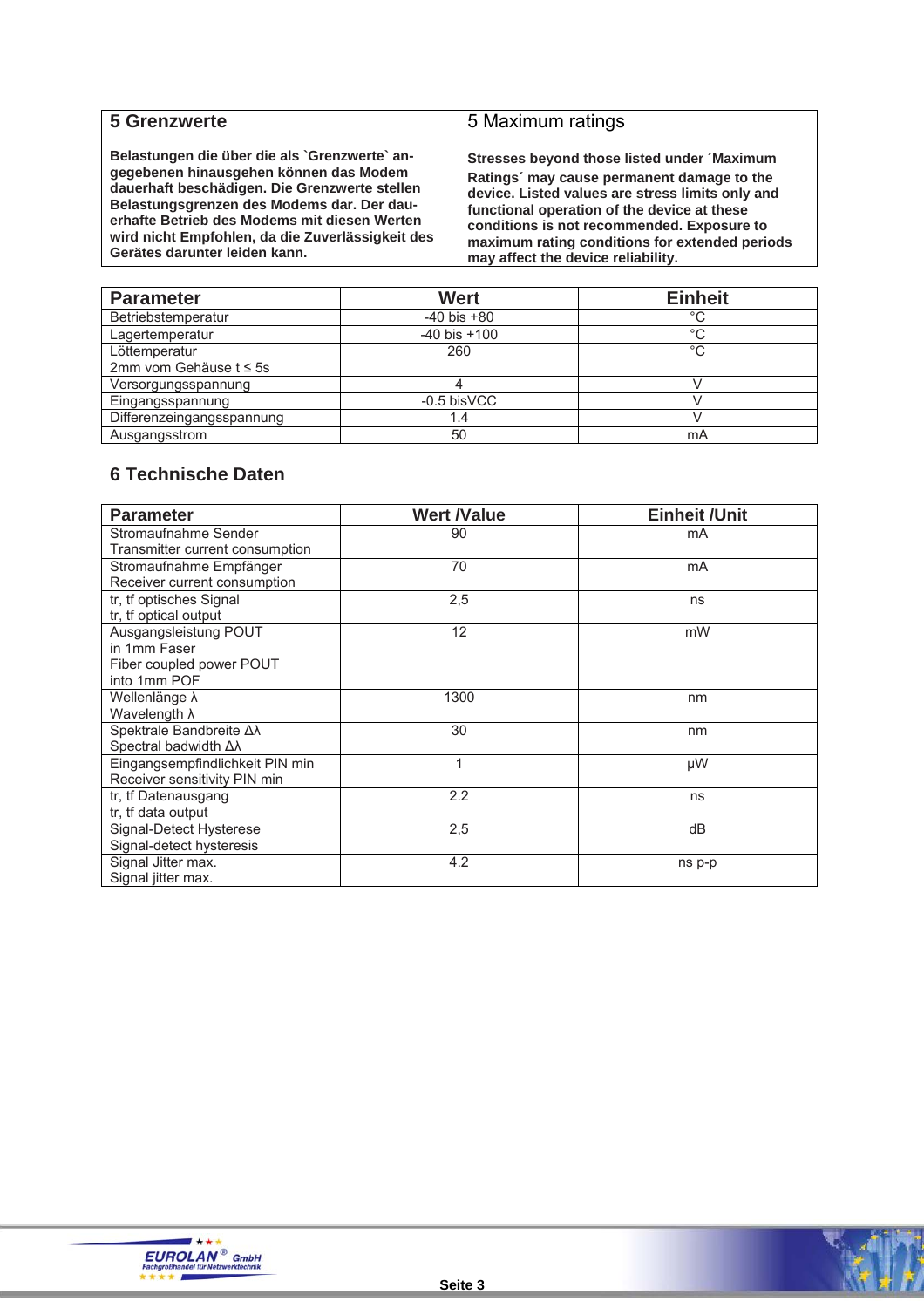## 5 Grenzwerte

**Belastungen die über die als `Grenzwerte` an-gegebenen hinausgehen können das Modem dauerhaft beschädigen. Die Grenzwerte stellen Belastungsgrenzen des Modems dar. Der dau-erhafte Betrieb des Modems mit diesen Werten wird nicht Empfohlen, da die Zuverlässigkeit des Gerätes darunter leiden kann.**

## 5 Maximum ratings

**Stresses beyond those listed under ´Maximum Ratings´ may cause permanent damage to the device. Listed values are stress limits only and functional operation of the device at these conditions is not recommended. Exposure to maximum rating conditions for extended periods may affect the device reliability.**

| Parameter | Wert | Einheit |
|---|---|---|
| Betriebstemperatur | -40 bis +80 | °C |
| Lagertemperatur | -40 bis +100 | °C |
| Löttemperatur<br>2mm vom Gehäuse t ≤ 5s | 260 | °C |
| Versorgungsspannung | 4 | V |
| Eingangsspannung | -0.5 bisVCC | V |
| Differenzeingangsspannung | 1.4 | V |
| Ausgangsstrom | 50 | mA |

## 6 Technische Daten

| Parameter | Wert /Value | Einheit /Unit |
|---|---|---|
| Stromaufnahme Sender<br>Transmitter current consumption | 90 | mA |
| Stromaufnahme Empfänger<br>Receiver current consumption | 70 | mA |
| tr, tf optisches Signal<br>tr, tf optical output | 2,5 | ns |
| Ausgangsleistung POUT<br>in 1mm Faser<br>Fiber coupled power POUT<br>into 1mm POF | 12 | mW |
| Wellenlänge λ<br>Wavelength λ | 1300 | nm |
| Spektrale Bandbreite Δλ<br>Spectral badwidth Δλ | 30 | nm |
| Eingangsempfindlichkeit PIN min<br>Receiver sensitivity PIN min | 1 | µW |
| tr, tf Datenausgang<br>tr, tf data output | 2.2 | ns |
| Signal-Detect Hysterese<br>Signal-detect hysteresis | 2,5 | dB |
| Signal Jitter max.<br>Signal jitter max. | 4.2 | ns p-p |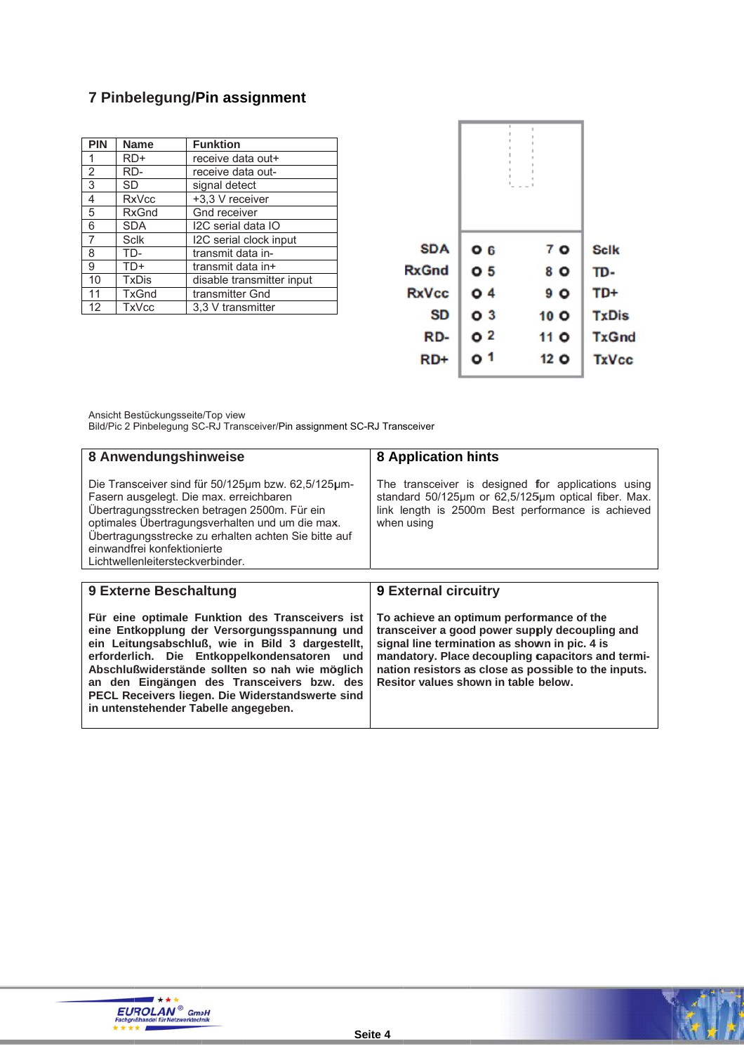## 7 Pinbelegung/Pin assignment

| PIN | Name | Funktion |
|---|---|---|
| 1 | RD+ | receive data out+ |
| 2 | RD- | receive data out- |
| 3 | SD | signal detect |
| 4 | RxVcc | +3,3 V receiver |
| 5 | RxGnd | Gnd receiver |
| 6 | SDA | I2C serial data IO |
| 7 | Sclk | I2C serial clock input |
| 8 | TD- | transmit data in- |
| 9 | TD+ | transmit data in+ |
| 10 | TxDis | disable transmitter input |
| 11 | TxGnd | transmitter Gnd |
| 12 | TxVcc | 3,3 V transmitter |

| | | | |
|---|---|---|---|
| SDA | 6 | 7 | Sclk |
| RxGnd | 5 | 8 | TD- |
| RxVcc | 4 | 9 | TD+ |
| SD | 3 | 10 | TxDis |
| RD- | 2 | 11 | TxGnd |
| RD+ | 1 | 12 | TxVcc |

Ansicht Bestückungsseite/Top view
Bild/Pic 2 Pinbelegung SC-RJ Transceiver/Pin assignment SC-RJ Transceiver

## 8 Anwendungshinweise

Die Transceiver sind für 50/125µm bzw. 62,5/125µm-Fasern ausgelegt. Die max. erreichbaren Übertragungsstrecken betragen 2500m. Für ein optimales Übertragungsverhalten und um die max. Übertragungsstrecke zu erhalten achten Sie bitte auf einwandfrei konfektionierte Lichtwellenleitersteckverbinder.

## 8 Application hints

The transceiver is designed for applications using standard 50/125µm or 62,5/125µm optical fiber. Max. link length is 2500m Best performance is achieved when using

## 9 Externe Beschaltung

**Für eine optimale Funktion des Transceivers ist eine Entkopplung der Versorgungsspannung und ein Leitungsabschluß, wie in Bild 3 dargestellt, erforderlich. Die Entkoppelkondensatoren und Abschlußwiderstände sollten so nah wie möglich an den Eingängen des Transceivers bzw. des PECL Receivers liegen. Die Widerstandswerte sind in untenstehender Tabelle angegeben.**

## 9 External circuitry

**To achieve an optimum performance of the transceiver a good power supply decoupling and signal line termination as shown in pic. 4 is mandatory. Place decoupling capacitors and termination resistors as close as possible to the inputs. Resitor values shown in table below.**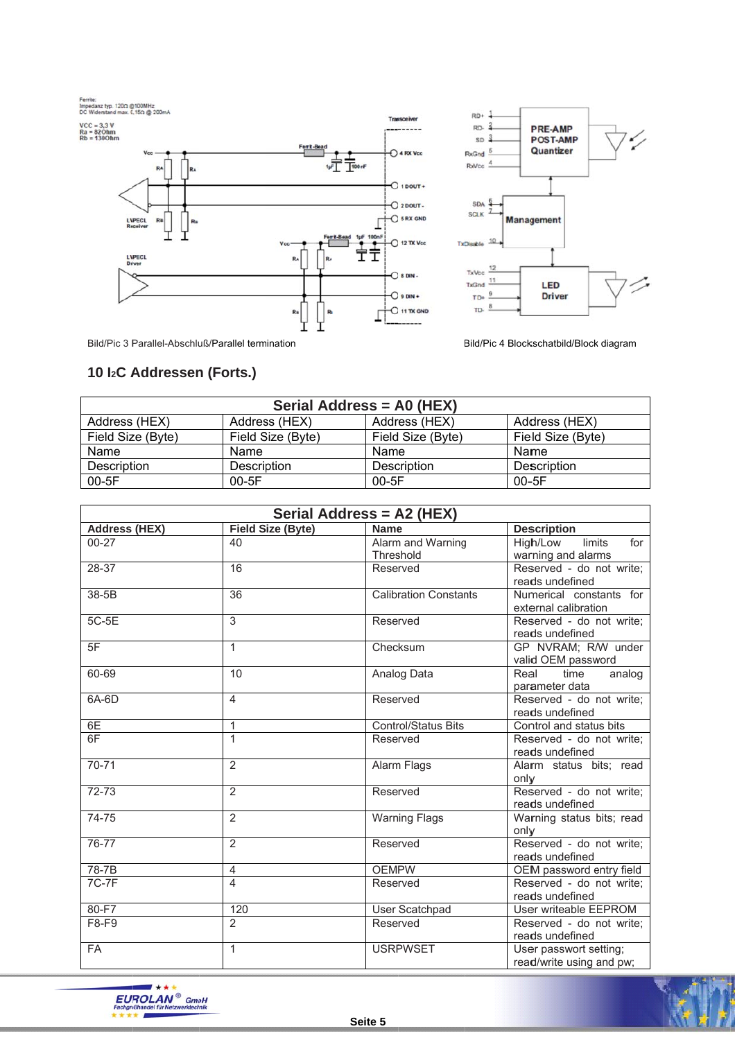Bild/Pic 3 Parallel-Abschluß/Parallel termination

Bild/Pic 4 Blockschatbild/Block diagram

## 10 I2C Addressen (Forts.)

| Serial Address = A0 (HEX) | | | |
|---|---|---|---|
| Address (HEX) | Address (HEX) | Address (HEX) | Address (HEX) |
| Field Size (Byte) | Field Size (Byte) | Field Size (Byte) | Field Size (Byte) |
| Name | Name | Name | Name |
| Description | Description | Description | Description |
| 00-5F | 00-5F | 00-5F | 00-5F |

| Serial Address = A2 (HEX) | | | |
|---|---|---|---|
| **Address (HEX)** | **Field Size (Byte)** | **Name** | **Description** |
| 00-27 | 40 | Alarm and Warning Threshold | High/Low limits for warning and alarms |
| 28-37 | 16 | Reserved | Reserved - do not write; reads undefined |
| 38-5B | 36 | Calibration Constants | Numerical constants for external calibration |
| 5C-5E | 3 | Reserved | Reserved - do not write; reads undefined |
| 5F | 1 | Checksum | GP NVRAM; R/W under valid OEM password |
| 60-69 | 10 | Analog Data | Real time analog parameter data |
| 6A-6D | 4 | Reserved | Reserved - do not write; reads undefined |
| 6E | 1 | Control/Status Bits | Control and status bits |
| 6F | 1 | Reserved | Reserved - do not write; reads undefined |
| 70-71 | 2 | Alarm Flags | Alarm status bits; read only |
| 72-73 | 2 | Reserved | Reserved - do not write; reads undefined |
| 74-75 | 2 | Warning Flags | Warning status bits; read only |
| 76-77 | 2 | Reserved | Reserved - do not write; reads undefined |
| 78-7B | 4 | OEMPW | OEM password entry field |
| 7C-7F | 4 | Reserved | Reserved - do not write; reads undefined |
| 80-F7 | 120 | User Scatchpad | User writeable EEPROM |
| F8-F9 | 2 | Reserved | Reserved - do not write; reads undefined |
| FA | 1 | USRPWSET | User passwort setting; read/write using and pw; |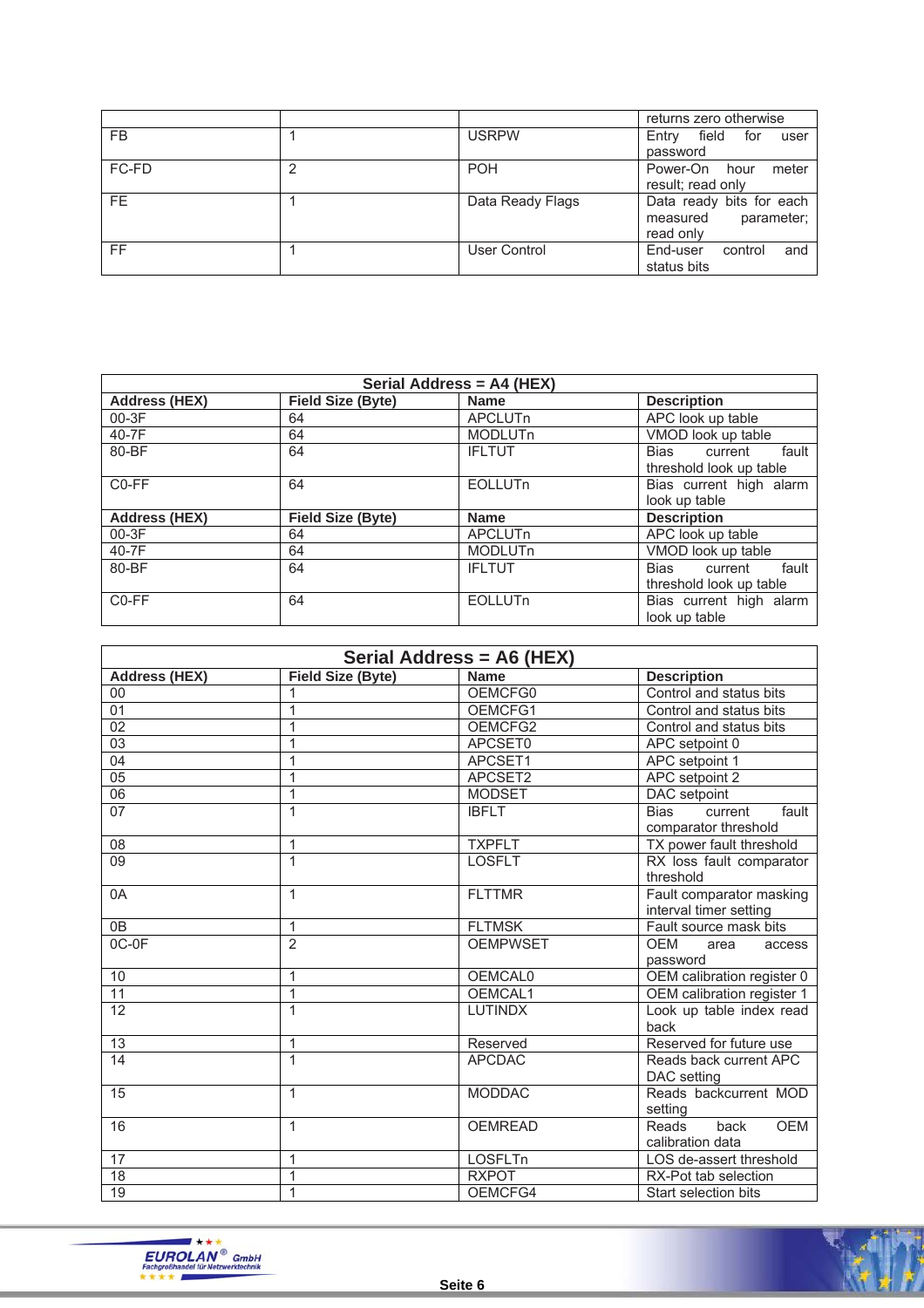| | | | returns zero otherwise |
|---|---|---|---|
| FB | 1 | USRPW | Entry field for user password |
| FC-FD | 2 | POH | Power-On hour meter result; read only |
| FE | 1 | Data Ready Flags | Data ready bits for each measured parameter; read only |
| FF | 1 | User Control | End-user control and status bits |

| Serial Address = A4 (HEX) | | | |
|---|---|---|---|
| **Address (HEX)** | **Field Size (Byte)** | **Name** | **Description** |
| 00-3F | 64 | APCLUTn | APC look up table |
| 40-7F | 64 | MODLUTn | VMOD look up table |
| 80-BF | 64 | IFLTUT | Bias current fault threshold look up table |
| C0-FF | 64 | EOLLUTn | Bias current high alarm look up table |
| **Address (HEX)** | **Field Size (Byte)** | **Name** | **Description** |
| 00-3F | 64 | APCLUTn | APC look up table |
| 40-7F | 64 | MODLUTn | VMOD look up table |
| 80-BF | 64 | IFLTUT | Bias current fault threshold look up table |
| C0-FF | 64 | EOLLUTn | Bias current high alarm look up table |

| Serial Address = A6 (HEX) | | | |
|---|---|---|---|
| **Address (HEX)** | **Field Size (Byte)** | **Name** | **Description** |
| 00 | 1 | OEMCFG0 | Control and status bits |
| 01 | 1 | OEMCFG1 | Control and status bits |
| 02 | 1 | OEMCFG2 | Control and status bits |
| 03 | 1 | APCSET0 | APC setpoint 0 |
| 04 | 1 | APCSET1 | APC setpoint 1 |
| 05 | 1 | APCSET2 | APC setpoint 2 |
| 06 | 1 | MODSET | DAC setpoint |
| 07 | 1 | IBFLT | Bias current fault comparator threshold |
| 08 | 1 | TXPFLT | TX power fault threshold |
| 09 | 1 | LOSFLT | RX loss fault comparator threshold |
| 0A | 1 | FLTTMR | Fault comparator masking interval timer setting |
| 0B | 1 | FLTMSK | Fault source mask bits |
| 0C-0F | 2 | OEMPWSET | OEM area access password |
| 10 | 1 | OEMCAL0 | OEM calibration register 0 |
| 11 | 1 | OEMCAL1 | OEM calibration register 1 |
| 12 | 1 | LUTINDX | Look up table index read back |
| 13 | 1 | Reserved | Reserved for future use |
| 14 | 1 | APCDAC | Reads back current APC DAC setting |
| 15 | 1 | MODDAC | Reads backcurrent MOD setting |
| 16 | 1 | OEMREAD | Reads back OEM calibration data |
| 17 | 1 | LOSFLTn | LOS de-assert threshold |
| 18 | 1 | RXPOT | RX-Pot tab selection |
| 19 | 1 | OEMCFG4 | Start selection bits |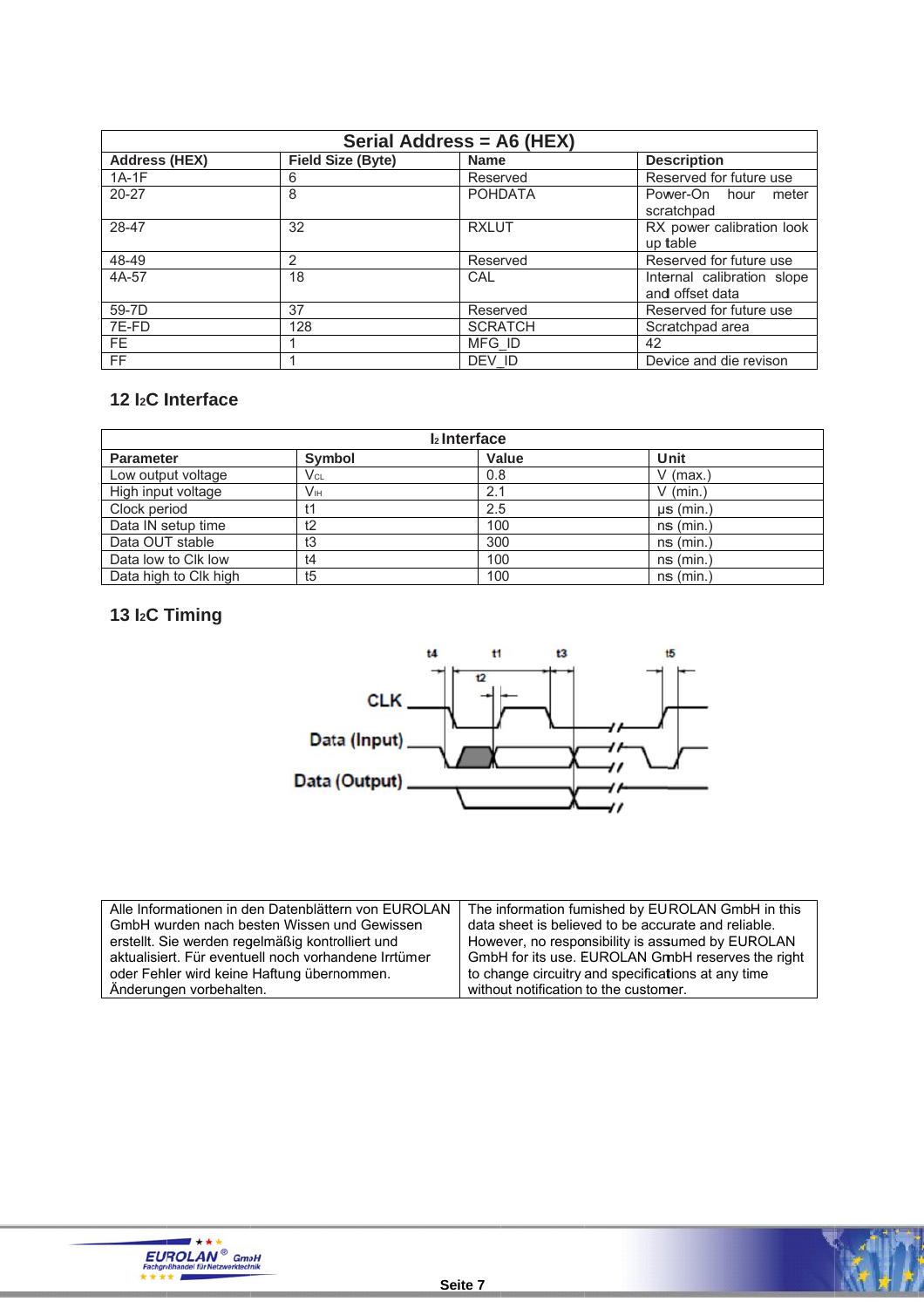| Serial Address = A6 (HEX) | | | |
|---|---|---|---|
| **Address (HEX)** | **Field Size (Byte)** | **Name** | **Description** |
| 1A-1F | 6 | Reserved | Reserved for future use |
| 20-27 | 8 | POHDATA | Power-On hour meter scratchpad |
| 28-47 | 32 | RXLUT | RX power calibration look up table |
| 48-49 | 2 | Reserved | Reserved for future use |
| 4A-57 | 18 | CAL | Internal calibration slope and offset data |
| 59-7D | 37 | Reserved | Reserved for future use |
| 7E-FD | 128 | SCRATCH | Scratchpad area |
| FE | 1 | MFG_ID | 42 |
| FF | 1 | DEV_ID | Device and die revison |

## 12 I2C Interface

| I2 Interface | | | |
|---|---|---|---|
| **Parameter** | **Symbol** | **Value** | **Unit** |
| Low output voltage | $V_{CL}$ | 0.8 | V (max.) |
| High input voltage | $V_{IH}$ | 2.1 | V (min.) |
| Clock period | t1 | 2.5 | µs (min.) |
| Data IN setup time | t2 | 100 | ns (min.) |
| Data OUT stable | t3 | 300 | ns (min.) |
| Data low to Clk low | t4 | 100 | ns (min.) |
| Data high to Clk high | t5 | 100 | ns (min.) |

## 13 I2C Timing

| | |
|---|---|
| Alle Informationen in den Datenblättern von EUROLAN GmbH wurden nach besten Wissen und Gewissen erstellt. Sie werden regelmäßig kontrolliert und aktualisiert. Für eventuell noch vorhandene Irrtümer oder Fehler wird keine Haftung übernommen. Änderungen vorbehalten. | The information furnished by EUROLAN GmbH in this data sheet is believed to be accurate and reliable. However, no responsibility is assumed by EUROLAN GmbH for its use. EUROLAN GmbH reserves the right to change circuitry and specifications at any time without notification to the customer. |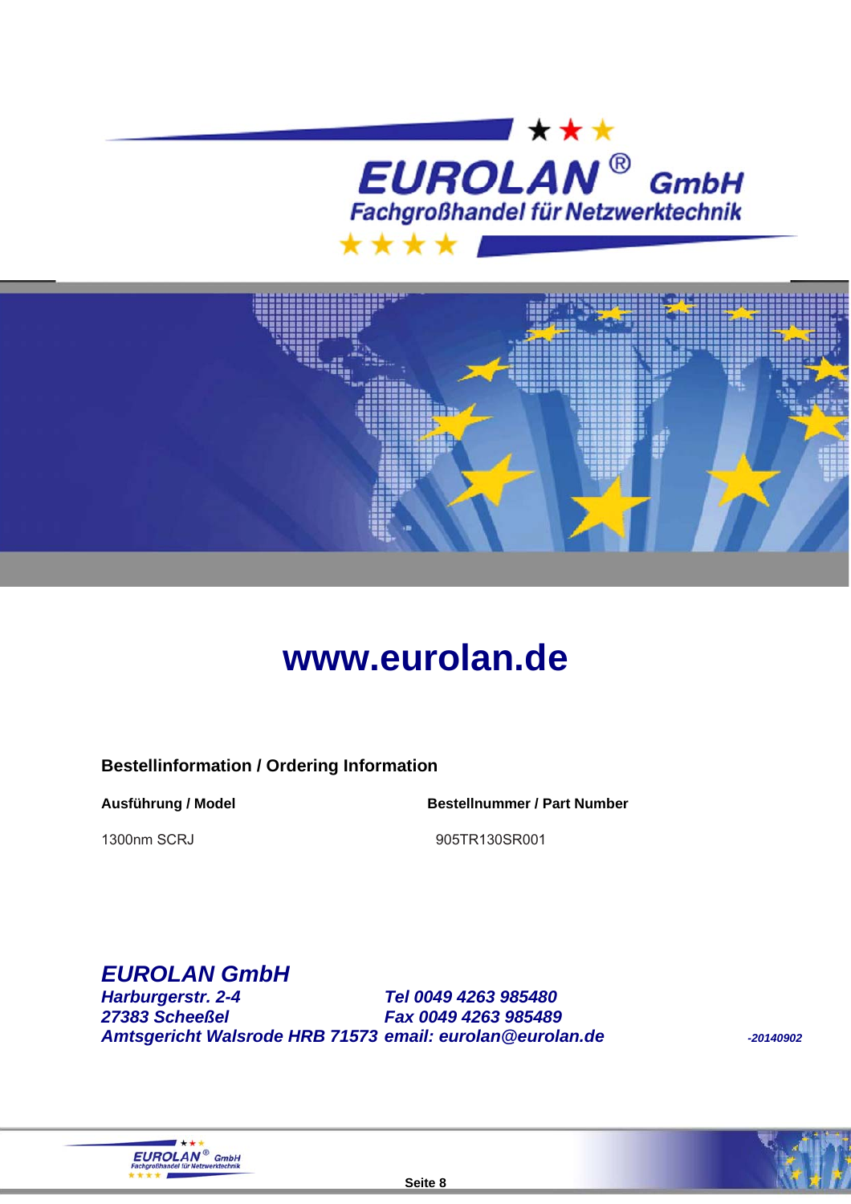**www.eurolan.de**

## Bestellinformation / Ordering Information

| Ausführung / Model | Bestellnummer / Part Number |
| --- | --- |
| 1300nm SCRJ | 905TR130SR001 |

***EUROLAN GmbH***

*Harburgerstr. 2-4*
*27383 Scheeßel*
*Amtsgericht Walsrode HRB 71573*

*Tel 0049 4263 985480*
*Fax 0049 4263 985489*
*email: eurolan@eurolan.de*

*-20140902*